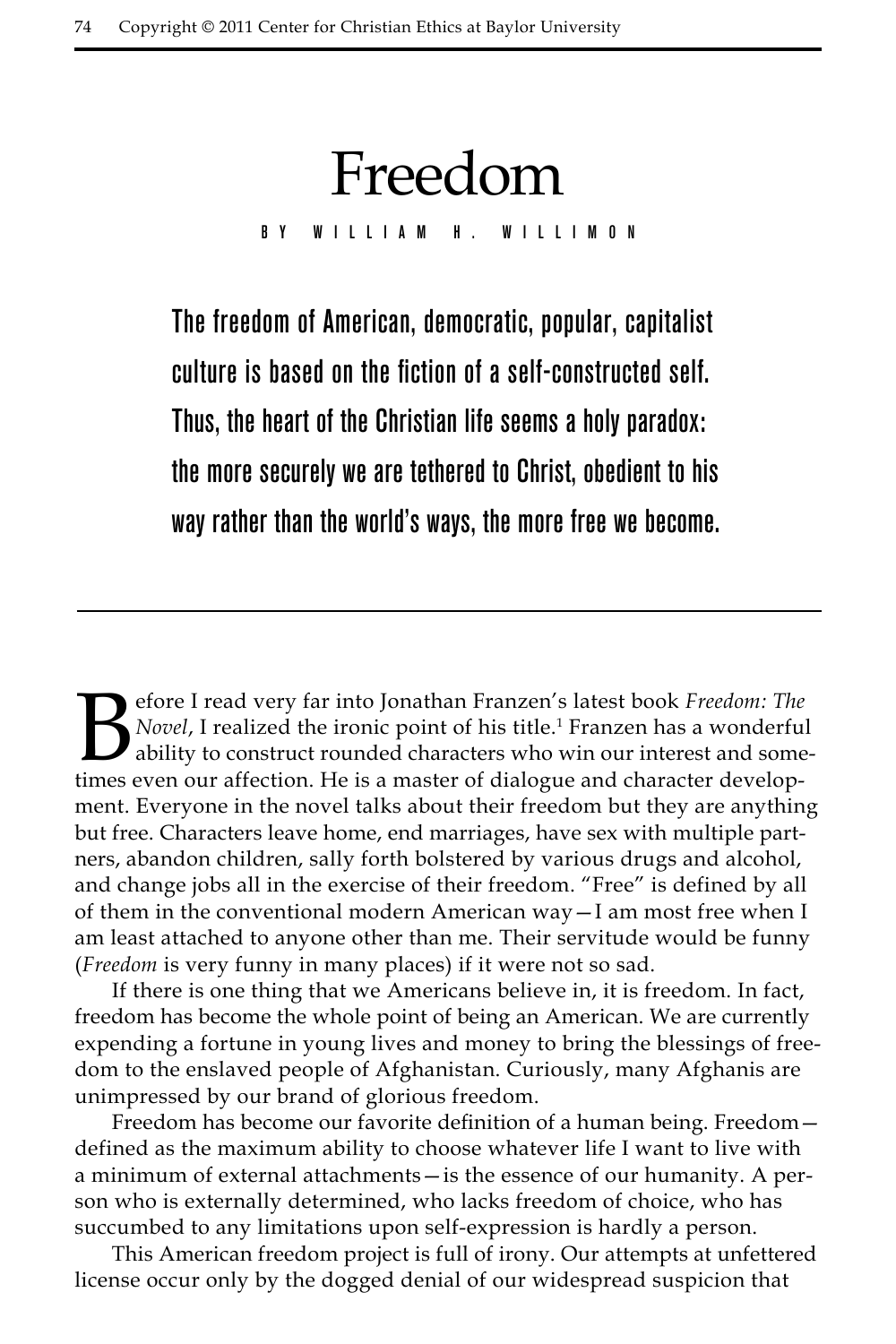# Freedom

BY WILLIAM H. WILLIMON

**The freedom of American, democratic, popular, capitalist culture is based on the fiction of a self-constructed self. Thus, the heart of the Christian life seems a holy paradox: the more securely we are tethered to Christ, obedient to his way rather than the world's ways, the more free we become.**

---

Before I read very far into Jonathan Franzen's latest book *Freedom: The Novel*, I realized the ironic point of his title.[1] Franzen has a wonderful ability to construct rounded characters who win our interest and sometimes even our affection. He is a master of dialogue and character development. Everyone in the novel talks about their freedom but they are anything but free. Characters leave home, end marriages, have sex with multiple partners, abandon children, sally forth bolstered by various drugs and alcohol, and change jobs all in the exercise of their freedom. "Free" is defined by all of them in the conventional modern American way—I am most free when I am least attached to anyone other than me. Their servitude would be funny (*Freedom* is very funny in many places) if it were not so sad.

If there is one thing that we Americans believe in, it is freedom. In fact, freedom has become the whole point of being an American. We are currently expending a fortune in young lives and money to bring the blessings of freedom to the enslaved people of Afghanistan. Curiously, many Afghanis are unimpressed by our brand of glorious freedom.

Freedom has become our favorite definition of a human being. Freedom—defined as the maximum ability to choose whatever life I want to live with a minimum of external attachments—is the essence of our humanity. A person who is externally determined, who lacks freedom of choice, who has succumbed to any limitations upon self-expression is hardly a person.

This American freedom project is full of irony. Our attempts at unfettered license occur only by the dogged denial of our widespread suspicion that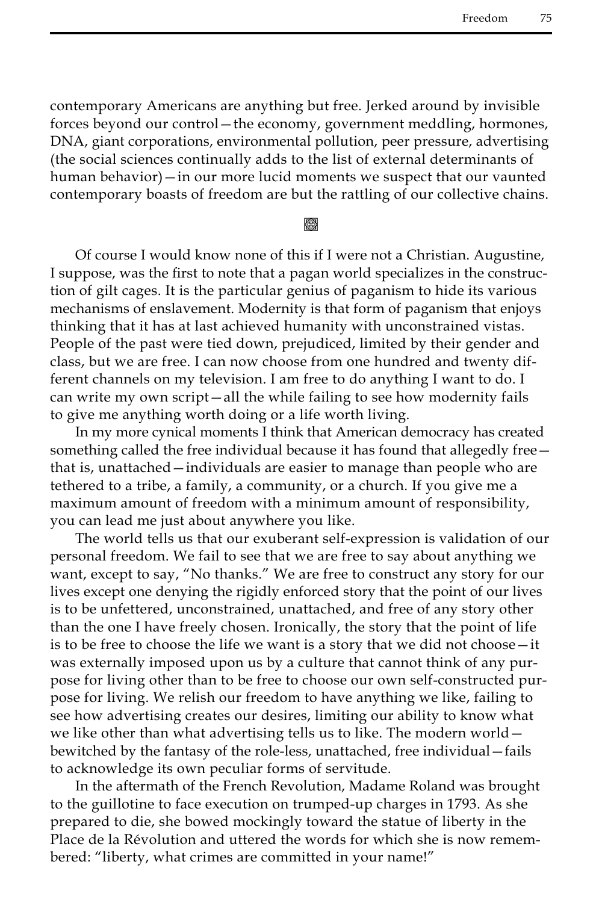contemporary Americans are anything but free. Jerked around by invisible forces beyond our control—the economy, government meddling, hormones, DNA, giant corporations, environmental pollution, peer pressure, advertising (the social sciences continually adds to the list of external determinants of human behavior)—in our more lucid moments we suspect that our vaunted contemporary boasts of freedom are but the rattling of our collective chains.

Of course I would know none of this if I were not a Christian. Augustine, I suppose, was the first to note that a pagan world specializes in the construction of gilt cages. It is the particular genius of paganism to hide its various mechanisms of enslavement. Modernity is that form of paganism that enjoys thinking that it has at last achieved humanity with unconstrained vistas. People of the past were tied down, prejudiced, limited by their gender and class, but we are free. I can now choose from one hundred and twenty different channels on my television. I am free to do anything I want to do. I can write my own script—all the while failing to see how modernity fails to give me anything worth doing or a life worth living.

In my more cynical moments I think that American democracy has created something called the free individual because it has found that allegedly free—that is, unattached—individuals are easier to manage than people who are tethered to a tribe, a family, a community, or a church. If you give me a maximum amount of freedom with a minimum amount of responsibility, you can lead me just about anywhere you like.

The world tells us that our exuberant self-expression is validation of our personal freedom. We fail to see that we are free to say about anything we want, except to say, "No thanks." We are free to construct any story for our lives except one denying the rigidly enforced story that the point of our lives is to be unfettered, unconstrained, unattached, and free of any story other than the one I have freely chosen. Ironically, the story that the point of life is to be free to choose the life we want is a story that we did not choose—it was externally imposed upon us by a culture that cannot think of any purpose for living other than to be free to choose our own self-constructed purpose for living. We relish our freedom to have anything we like, failing to see how advertising creates our desires, limiting our ability to know what we like other than what advertising tells us to like. The modern world—bewitched by the fantasy of the role-less, unattached, free individual—fails to acknowledge its own peculiar forms of servitude.

In the aftermath of the French Revolution, Madame Roland was brought to the guillotine to face execution on trumped-up charges in 1793. As she prepared to die, she bowed mockingly toward the statue of liberty in the Place de la Révolution and uttered the words for which she is now remembered: "liberty, what crimes are committed in your name!"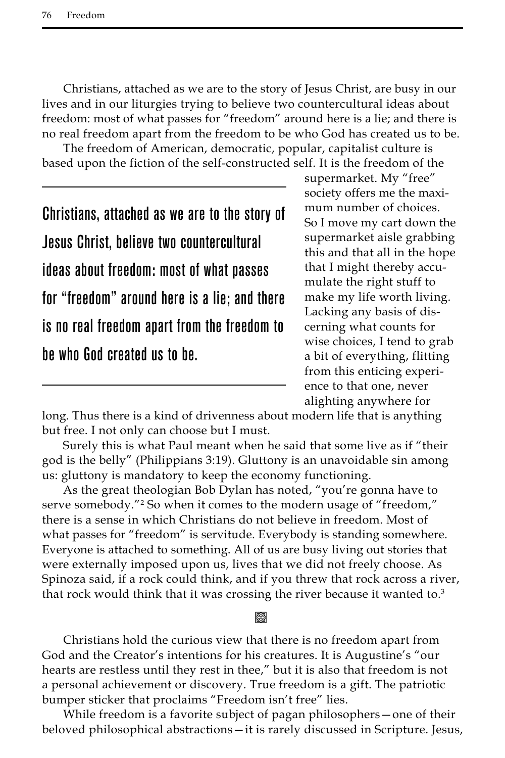Christians, attached as we are to the story of Jesus Christ, are busy in our lives and in our liturgies trying to believe two countercultural ideas about freedom: most of what passes for "freedom" around here is a lie; and there is no real freedom apart from the freedom to be who God has created us to be.

The freedom of American, democratic, popular, capitalist culture is based upon the fiction of the self-constructed self. It is the freedom of the supermarket. My "free" society offers me the maximum number of choices. So I move my cart down the supermarket aisle grabbing this and that all in the hope that I might thereby accumulate the right stuff to make my life worth living. Lacking any basis of discerning what counts for wise choices, I tend to grab a bit of everything, flitting from this enticing experience to that one, never alighting anywhere for long. Thus there is a kind of drivenness about modern life that is anything but free. I not only can choose but I must.

> **Christians, attached as we are to the story of Jesus Christ, believe two countercultural ideas about freedom: most of what passes for "freedom" around here is a lie; and there is no real freedom apart from the freedom to be who God created us to be.**

Surely this is what Paul meant when he said that some live as if "their god is the belly" (Philippians 3:19). Gluttony is an unavoidable sin among us: gluttony is mandatory to keep the economy functioning.

As the great theologian Bob Dylan has noted, "you're gonna have to serve somebody."[2] So when it comes to the modern usage of "freedom," there is a sense in which Christians do not believe in freedom. Most of what passes for "freedom" is servitude. Everybody is standing somewhere. Everyone is attached to something. All of us are busy living out stories that were externally imposed upon us, lives that we did not freely choose. As Spinoza said, if a rock could think, and if you threw that rock across a river, that rock would think that it was crossing the river because it wanted to.[3]

Christians hold the curious view that there is no freedom apart from God and the Creator's intentions for his creatures. It is Augustine's "our hearts are restless until they rest in thee," but it is also that freedom is not a personal achievement or discovery. True freedom is a gift. The patriotic bumper sticker that proclaims "Freedom isn't free" lies.

While freedom is a favorite subject of pagan philosophers—one of their beloved philosophical abstractions—it is rarely discussed in Scripture. Jesus,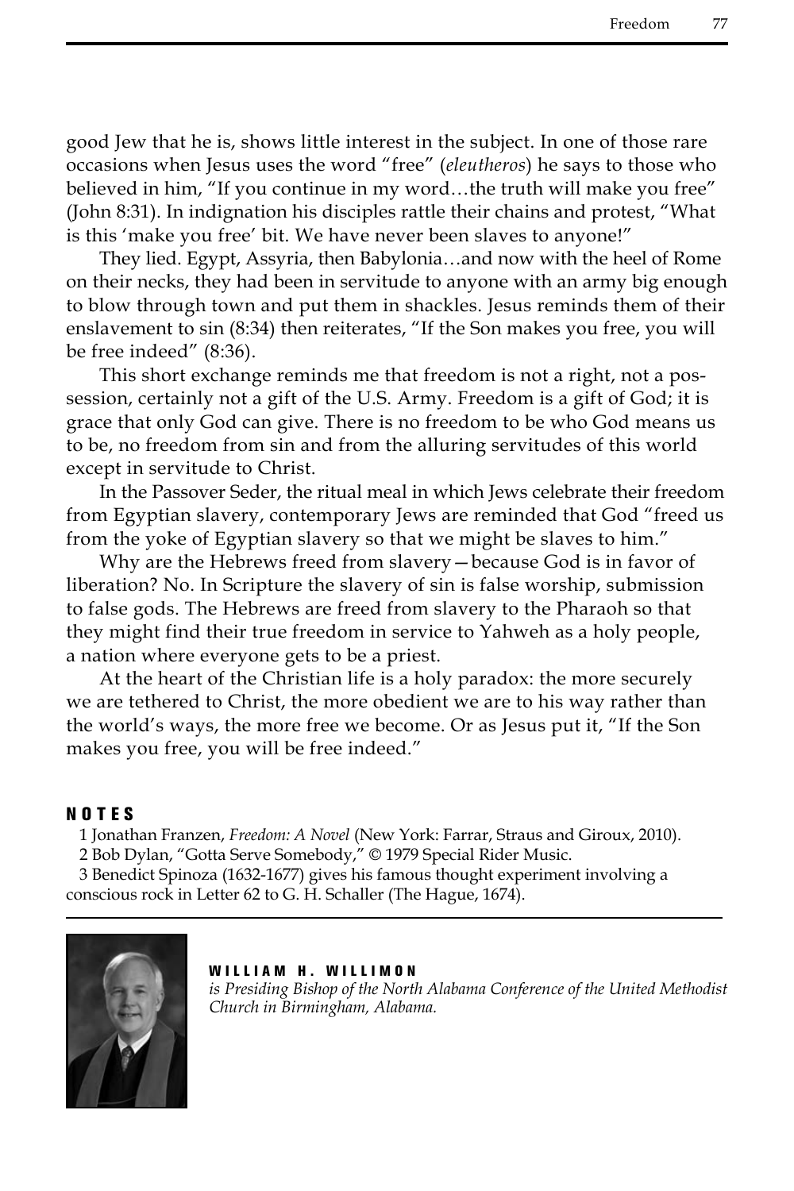good Jew that he is, shows little interest in the subject. In one of those rare occasions when Jesus uses the word "free" (*eleutheros*) he says to those who believed in him, "If you continue in my word…the truth will make you free" (John 8:31). In indignation his disciples rattle their chains and protest, "What is this 'make you free' bit. We have never been slaves to anyone!"

They lied. Egypt, Assyria, then Babylonia…and now with the heel of Rome on their necks, they had been in servitude to anyone with an army big enough to blow through town and put them in shackles. Jesus reminds them of their enslavement to sin (8:34) then reiterates, "If the Son makes you free, you will be free indeed" (8:36).

This short exchange reminds me that freedom is not a right, not a possession, certainly not a gift of the U.S. Army. Freedom is a gift of God; it is grace that only God can give. There is no freedom to be who God means us to be, no freedom from sin and from the alluring servitudes of this world except in servitude to Christ.

In the Passover Seder, the ritual meal in which Jews celebrate their freedom from Egyptian slavery, contemporary Jews are reminded that God "freed us from the yoke of Egyptian slavery so that we might be slaves to him."

Why are the Hebrews freed from slavery—because God is in favor of liberation? No. In Scripture the slavery of sin is false worship, submission to false gods. The Hebrews are freed from slavery to the Pharaoh so that they might find their true freedom in service to Yahweh as a holy people, a nation where everyone gets to be a priest.

At the heart of the Christian life is a holy paradox: the more securely we are tethered to Christ, the more obedient we are to his way rather than the world's ways, the more free we become. Or as Jesus put it, "If the Son makes you free, you will be free indeed."

## NOTES

1 Jonathan Franzen, *Freedom: A Novel* (New York: Farrar, Straus and Giroux, 2010).

2 Bob Dylan, "Gotta Serve Somebody," © 1979 Special Rider Music.

3 Benedict Spinoza (1632-1677) gives his famous thought experiment involving a conscious rock in Letter 62 to G. H. Schaller (The Hague, 1674).

**WILLIAM H. WILLIMON**
*is Presiding Bishop of the North Alabama Conference of the United Methodist Church in Birmingham, Alabama.*